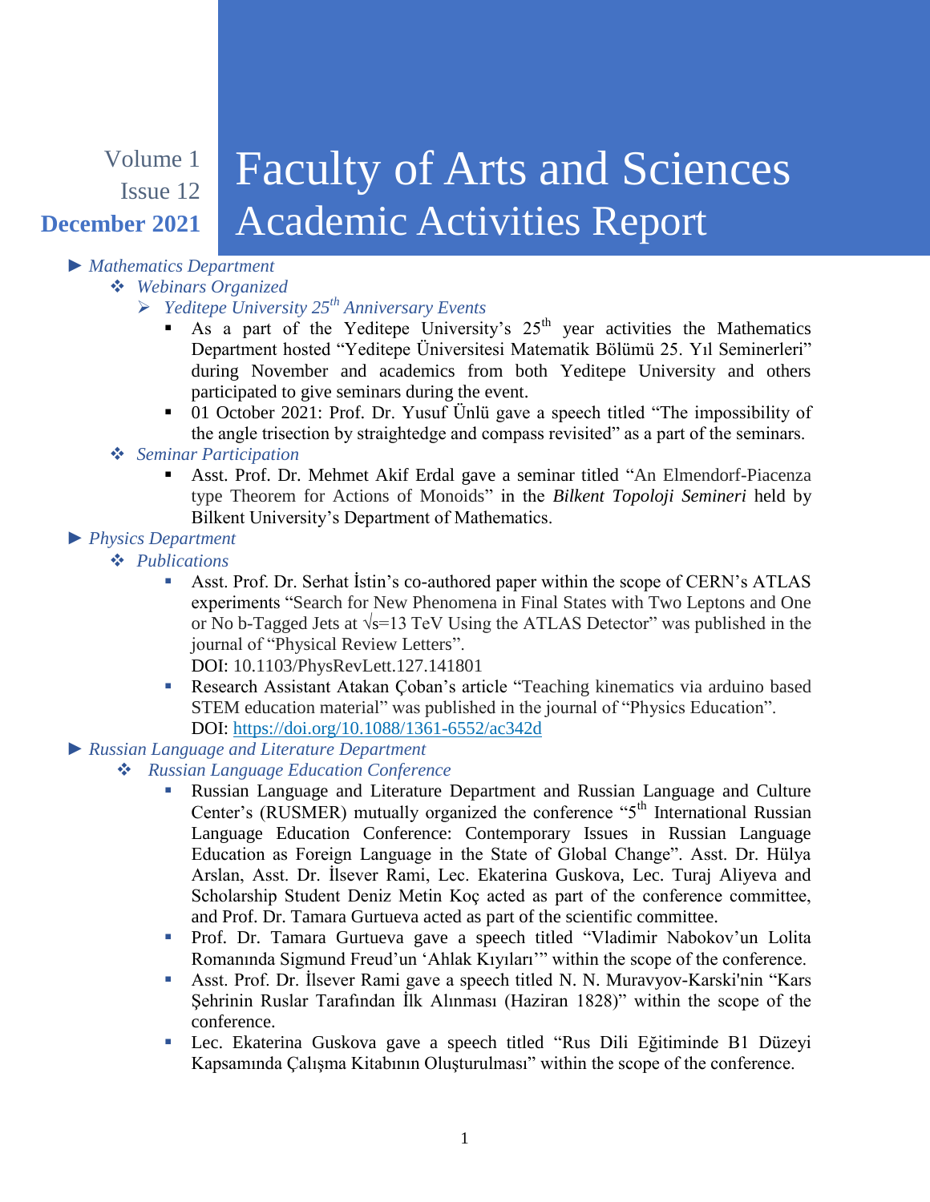Volume 1
Issue 12
**December 2021**

# Faculty of Arts and Sciences Academic Activities Report

- ► *Mathematics Department*
  - ❖ *Webinars Organized*
    - ➢ *Yeditepe University 25th Anniversary Events*
      - As a part of the Yeditepe University's 25th year activities the Mathematics Department hosted "Yeditepe Üniversitesi Matematik Bölümü 25. Yıl Seminerleri" during November and academics from both Yeditepe University and others participated to give seminars during the event.
      - 01 October 2021: Prof. Dr. Yusuf Ünlü gave a speech titled "The impossibility of the angle trisection by straightedge and compass revisited" as a part of the seminars.
  - ❖ *Seminar Participation*
    - Asst. Prof. Dr. Mehmet Akif Erdal gave a seminar titled "An Elmendorf-Piacenza type Theorem for Actions of Monoids" in the *Bilkent Topoloji Semineri* held by Bilkent University's Department of Mathematics.
- ► *Physics Department*
  - ❖ *Publications*
    - Asst. Prof. Dr. Serhat İstin's co-authored paper within the scope of CERN's ATLAS experiments "Search for New Phenomena in Final States with Two Leptons and One or No b-Tagged Jets at $\sqrt{s}$=13 TeV Using the ATLAS Detector" was published in the journal of "Physical Review Letters".
      DOI: 10.1103/PhysRevLett.127.141801
    - Research Assistant Atakan Çoban's article "Teaching kinematics via arduino based STEM education material" was published in the journal of "Physics Education".
      DOI: https://doi.org/10.1088/1361-6552/ac342d
- ► *Russian Language and Literature Department*
  - ❖ *Russian Language Education Conference*
    - Russian Language and Literature Department and Russian Language and Culture Center's (RUSMER) mutually organized the conference "5th International Russian Language Education Conference: Contemporary Issues in Russian Language Education as Foreign Language in the State of Global Change". Asst. Dr. Hülya Arslan, Asst. Dr. İlsever Rami, Lec. Ekaterina Guskova, Lec. Turaj Aliyeva and Scholarship Student Deniz Metin Koç acted as part of the conference committee, and Prof. Dr. Tamara Gurtueva acted as part of the scientific committee.
    - Prof. Dr. Tamara Gurtueva gave a speech titled "Vladimir Nabokov'un Lolita Romanında Sigmund Freud'un 'Ahlak Kıyıları'" within the scope of the conference.
    - Asst. Prof. Dr. İlsever Rami gave a speech titled N. N. Muravyov-Karski'nin "Kars Şehrinin Ruslar Tarafından İlk Alınması (Haziran 1828)" within the scope of the conference.
    - Lec. Ekaterina Guskova gave a speech titled "Rus Dili Eğitiminde B1 Düzeyi Kapsamında Çalışma Kitabının Oluşturulması" within the scope of the conference.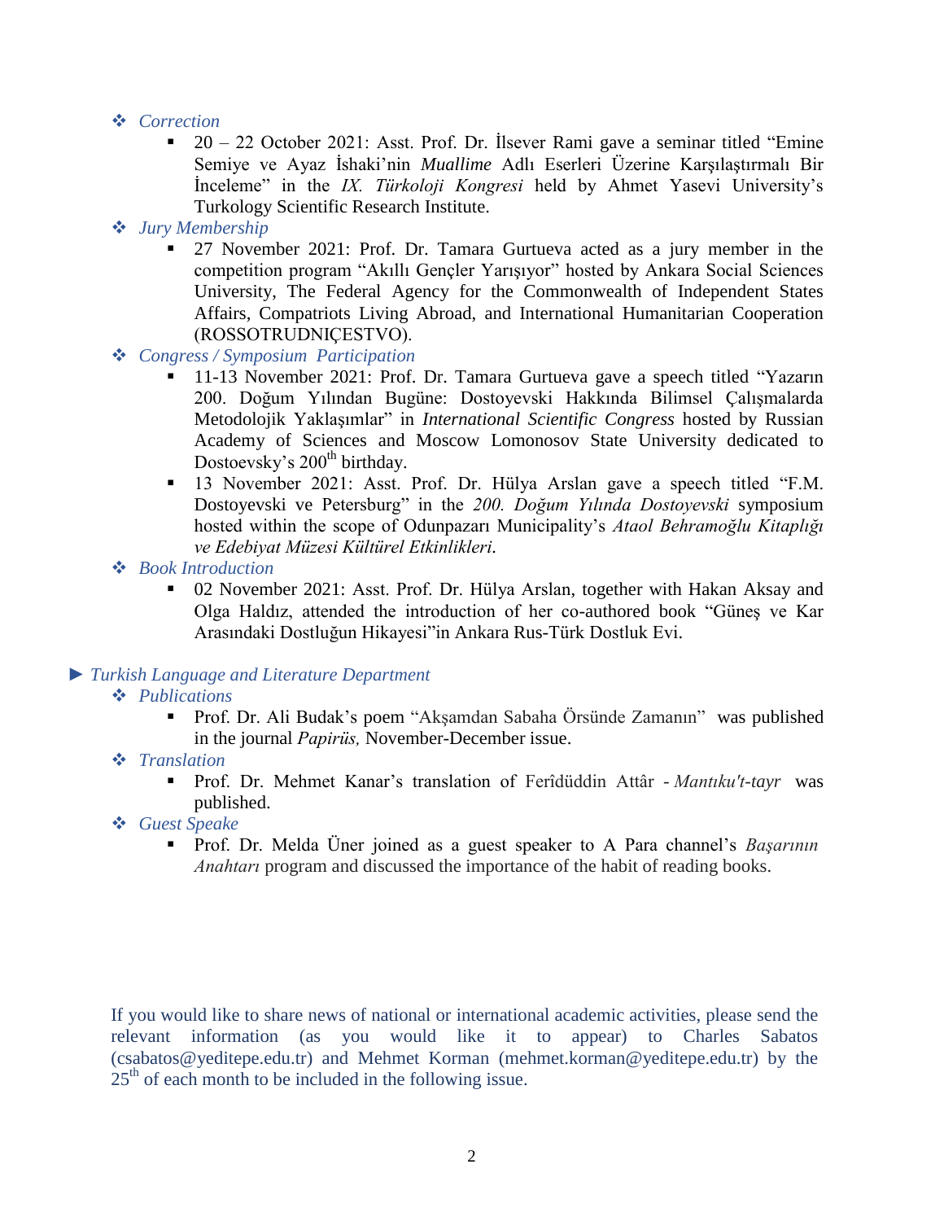- *Correction*
  - 20 – 22 October 2021: Asst. Prof. Dr. İlsever Rami gave a seminar titled "Emine Semiye ve Ayaz İshaki'nin *Muallime* Adlı Eserleri Üzerine Karşılaştırmalı Bir İnceleme" in the *IX. Türkoloji Kongresi* held by Ahmet Yasevi University's Turkology Scientific Research Institute.
- *Jury Membership*
  - 27 November 2021: Prof. Dr. Tamara Gurtueva acted as a jury member in the competition program "Akıllı Gençler Yarışıyor" hosted by Ankara Social Sciences University, The Federal Agency for the Commonwealth of Independent States Affairs, Compatriots Living Abroad, and International Humanitarian Cooperation (ROSSOTRUDNIÇESTVO).
- *Congress / Symposium Participation*
  - 11-13 November 2021: Prof. Dr. Tamara Gurtueva gave a speech titled "Yazarın 200. Doğum Yılından Bugüne: Dostoyevski Hakkında Bilimsel Çalışmalarda Metodolojik Yaklaşımlar" in *International Scientific Congress* hosted by Russian Academy of Sciences and Moscow Lomonosov State University dedicated to Dostoevsky's 200th birthday.
  - 13 November 2021: Asst. Prof. Dr. Hülya Arslan gave a speech titled "F.M. Dostoyevski ve Petersburg" in the *200. Doğum Yılında Dostoyevski* symposium hosted within the scope of Odunpazarı Municipality's *Ataol Behramoğlu Kitaplığı ve Edebiyat Müzesi Kültürel Etkinlikleri*.
- *Book Introduction*
  - 02 November 2021: Asst. Prof. Dr. Hülya Arslan, together with Hakan Aksay and Olga Haldız, attended the introduction of her co-authored book "Güneş ve Kar Arasındaki Dostluğun Hikayesi"in Ankara Rus-Türk Dostluk Evi.

► *Turkish Language and Literature Department*

- *Publications*
  - Prof. Dr. Ali Budak's poem "Akşamdan Sabaha Örsünde Zamanın" was published in the journal *Papirüs,* November-December issue.
- *Translation*
  - Prof. Dr. Mehmet Kanar's translation of Ferîdüddin Attâr - *Mantıku't-tayr* was published.
- *Guest Speake*
  - Prof. Dr. Melda Üner joined as a guest speaker to A Para channel's *Başarının Anahtarı* program and discussed the importance of the habit of reading books.

If you would like to share news of national or international academic activities, please send the relevant information (as you would like it to appear) to Charles Sabatos (csabatos@yeditepe.edu.tr) and Mehmet Korman (mehmet.korman@yeditepe.edu.tr) by the 25th of each month to be included in the following issue.